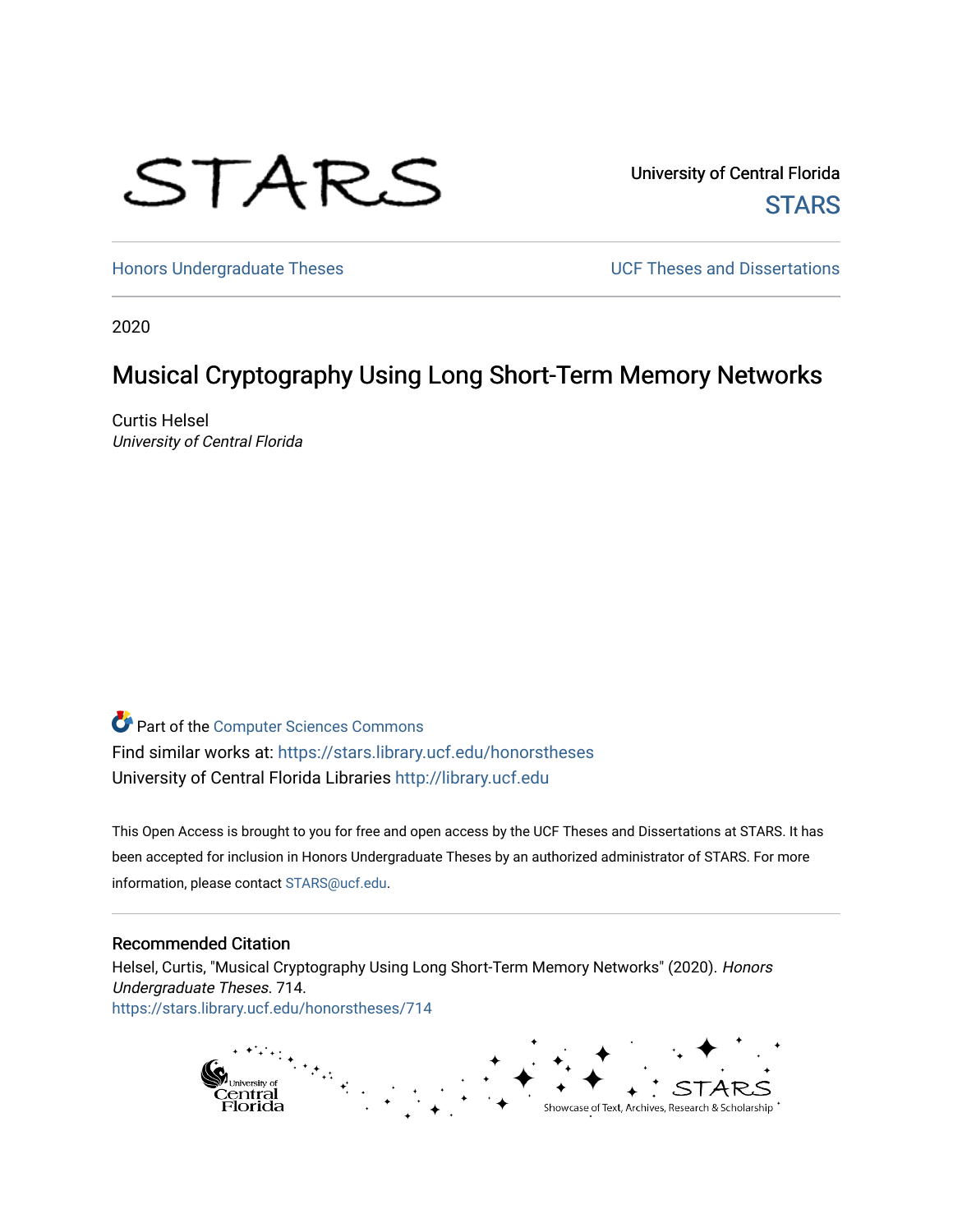STARS

University of Central Florida
STARS

Honors Undergraduate Theses

UCF Theses and Dissertations

2020

# Musical Cryptography Using Long Short-Term Memory Networks

Curtis Helsel
*University of Central Florida*

Part of the Computer Sciences Commons

Find similar works at: https://stars.library.ucf.edu/honorstheses

University of Central Florida Libraries http://library.ucf.edu

This Open Access is brought to you for free and open access by the UCF Theses and Dissertations at STARS. It has been accepted for inclusion in Honors Undergraduate Theses by an authorized administrator of STARS. For more information, please contact STARS@ucf.edu.

## Recommended Citation

Helsel, Curtis, "Musical Cryptography Using Long Short-Term Memory Networks" (2020). *Honors Undergraduate Theses*. 714.
https://stars.library.ucf.edu/honorstheses/714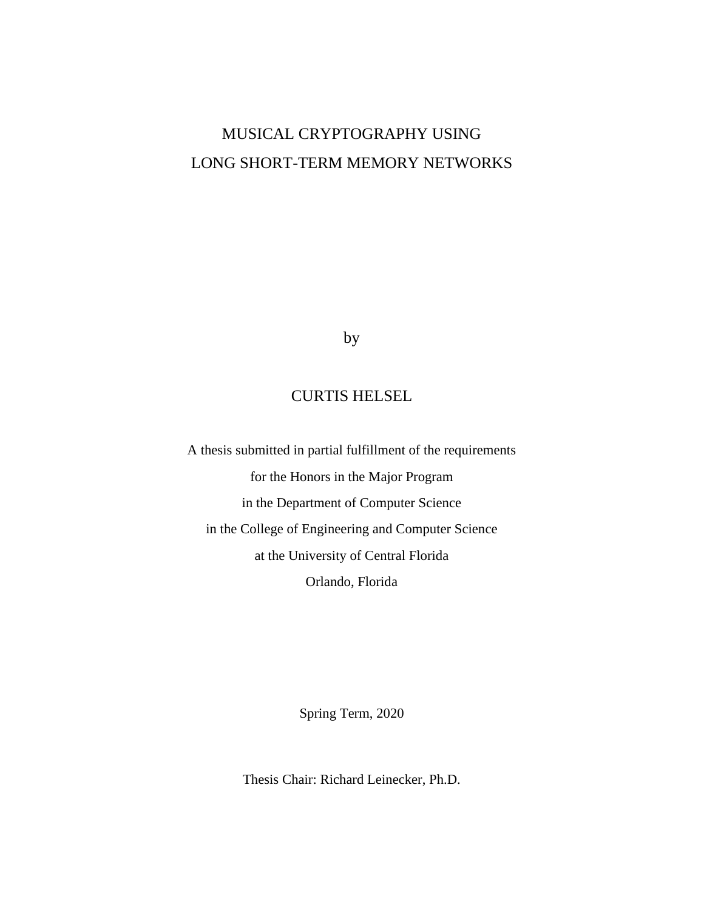# MUSICAL CRYPTOGRAPHY USING LONG SHORT-TERM MEMORY NETWORKS

by

CURTIS HELSEL

A thesis submitted in partial fulfillment of the requirements
for the Honors in the Major Program
in the Department of Computer Science
in the College of Engineering and Computer Science
at the University of Central Florida
Orlando, Florida

Spring Term, 2020

Thesis Chair: Richard Leinecker, Ph.D.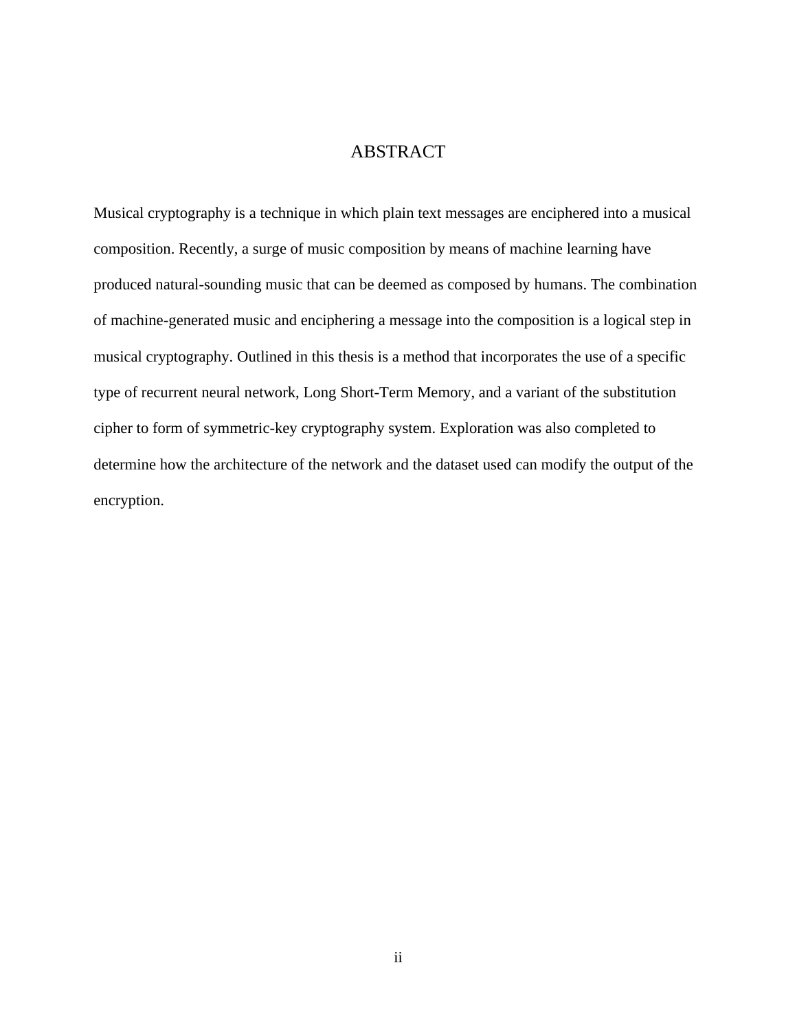# ABSTRACT

Musical cryptography is a technique in which plain text messages are enciphered into a musical composition. Recently, a surge of music composition by means of machine learning have produced natural-sounding music that can be deemed as composed by humans. The combination of machine-generated music and enciphering a message into the composition is a logical step in musical cryptography. Outlined in this thesis is a method that incorporates the use of a specific type of recurrent neural network, Long Short-Term Memory, and a variant of the substitution cipher to form of symmetric-key cryptography system. Exploration was also completed to determine how the architecture of the network and the dataset used can modify the output of the encryption.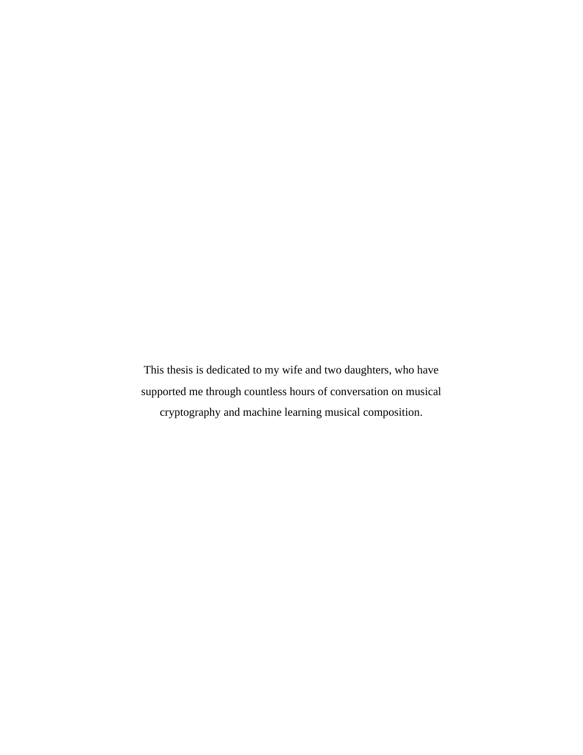This thesis is dedicated to my wife and two daughters, who have supported me through countless hours of conversation on musical cryptography and machine learning musical composition.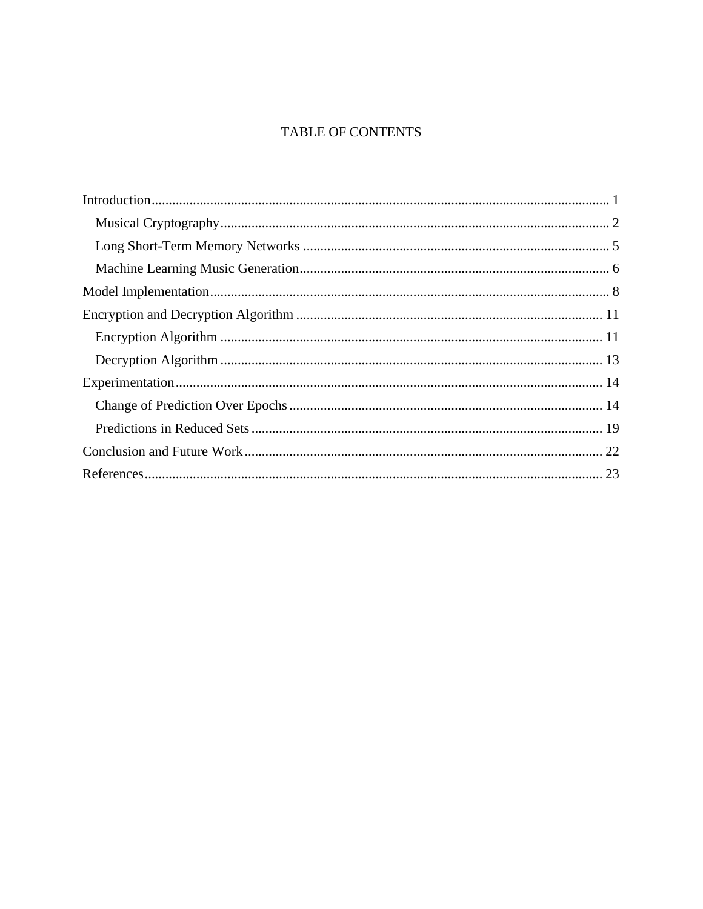# TABLE OF CONTENTS

Introduction ..................................................................................................................... 1
- Musical Cryptography ................................................................................................ 2
- Long Short-Term Memory Networks ........................................................................ 5
- Machine Learning Music Generation ......................................................................... 6

Model Implementation ....................................................................................................... 8

Encryption and Decryption Algorithm ........................................................................... 11
- Encryption Algorithm ............................................................................................... 11
- Decryption Algorithm ............................................................................................... 13

Experimentation ............................................................................................................... 14
- Change of Prediction Over Epochs .......................................................................... 14
- Predictions in Reduced Sets ...................................................................................... 19

Conclusion and Future Work ........................................................................................... 22

References ........................................................................................................................ 23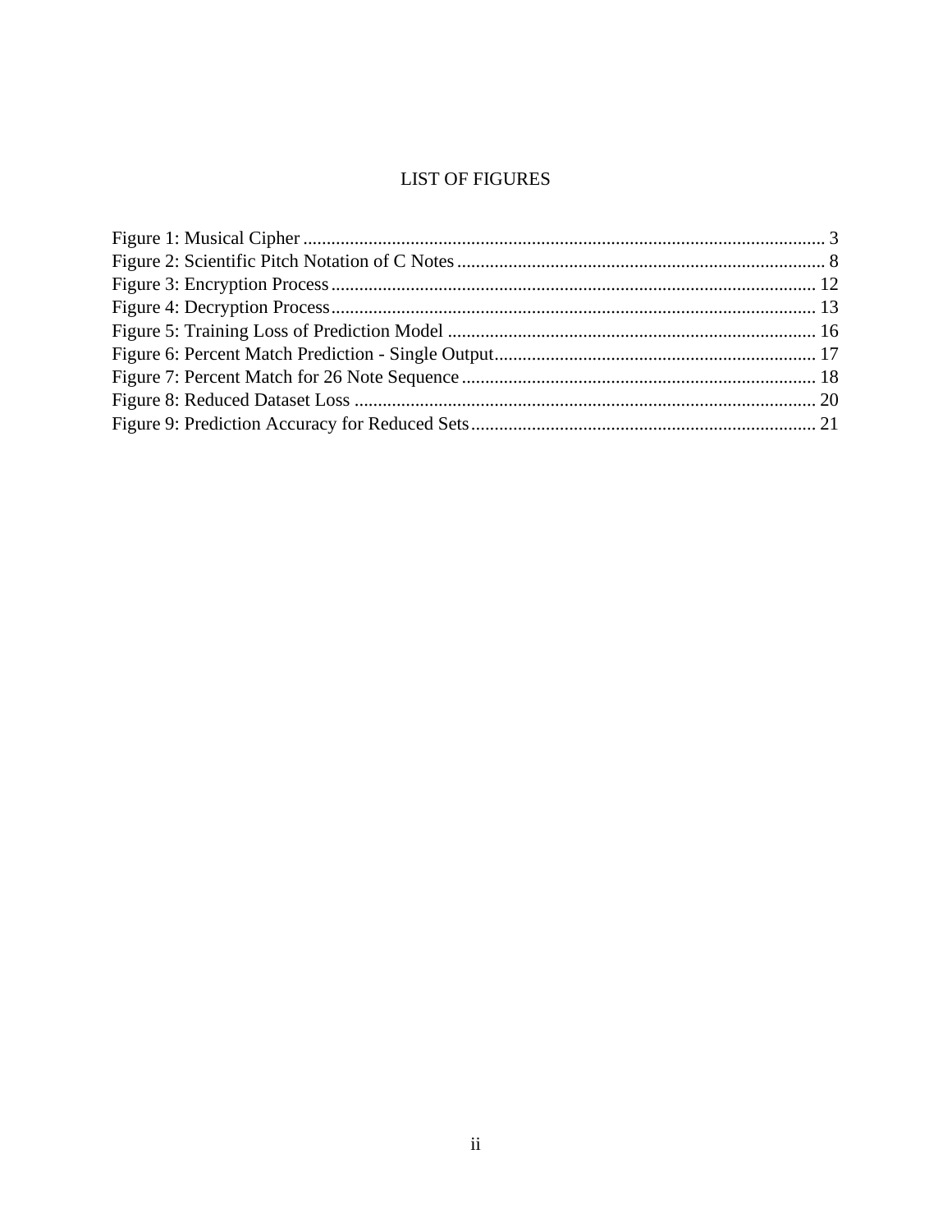# LIST OF FIGURES

Figure 1: Musical Cipher ........................................ 3
Figure 2: Scientific Pitch Notation of C Notes ........................................ 8
Figure 3: Encryption Process ........................................ 12
Figure 4: Decryption Process ........................................ 13
Figure 5: Training Loss of Prediction Model ........................................ 16
Figure 6: Percent Match Prediction - Single Output ........................................ 17
Figure 7: Percent Match for 26 Note Sequence ........................................ 18
Figure 8: Reduced Dataset Loss ........................................ 20
Figure 9: Prediction Accuracy for Reduced Sets ........................................ 21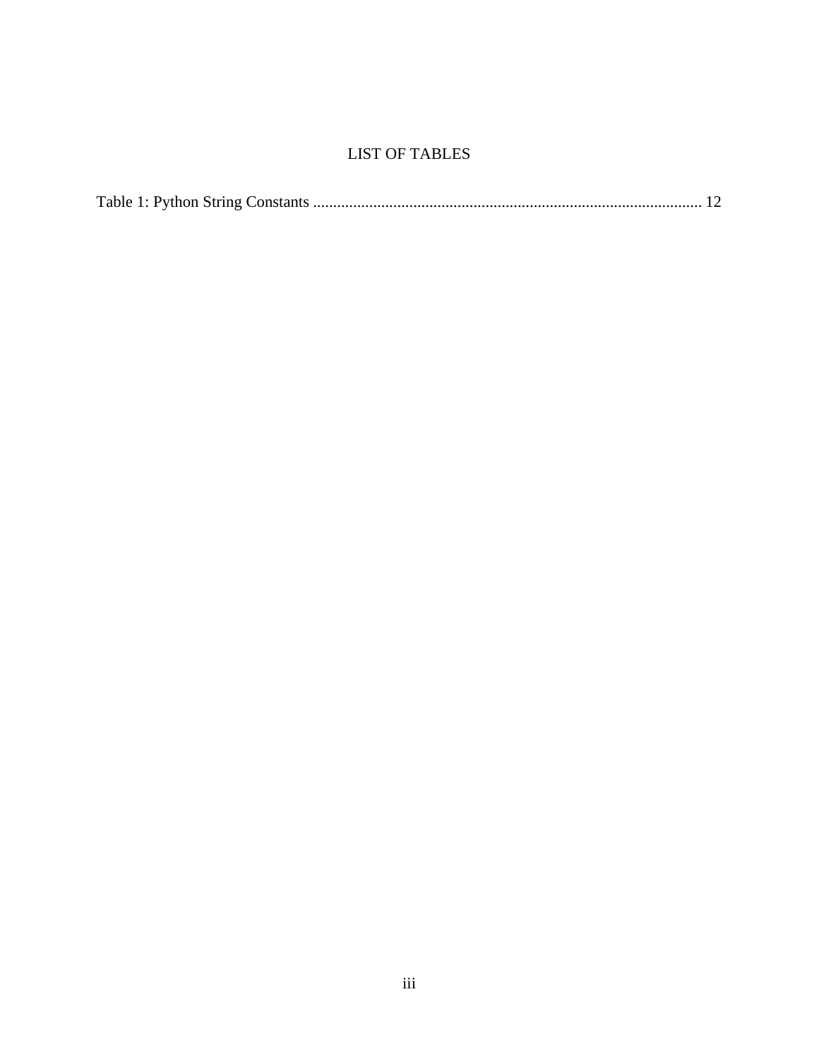# LIST OF TABLES

Table 1: Python String Constants ................................................................................................ 12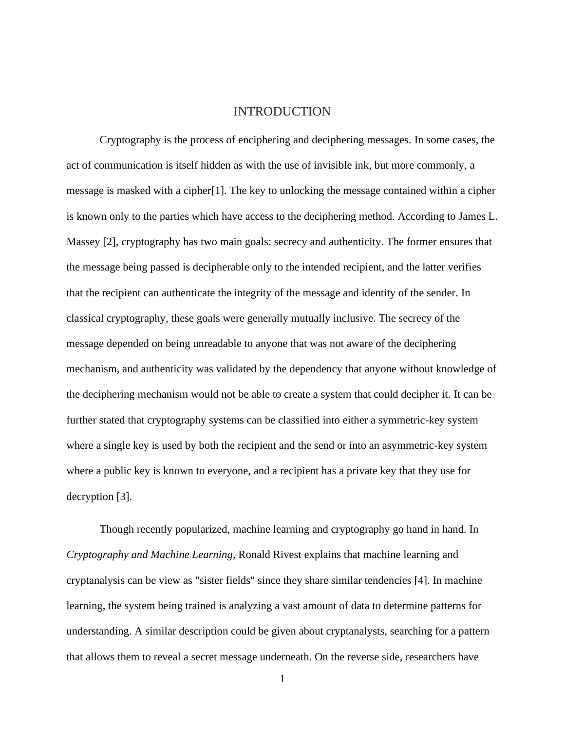# INTRODUCTION

Cryptography is the process of enciphering and deciphering messages. In some cases, the act of communication is itself hidden as with the use of invisible ink, but more commonly, a message is masked with a cipher[1]. The key to unlocking the message contained within a cipher is known only to the parties which have access to the deciphering method. According to James L. Massey [2], cryptography has two main goals: secrecy and authenticity. The former ensures that the message being passed is decipherable only to the intended recipient, and the latter verifies that the recipient can authenticate the integrity of the message and identity of the sender. In classical cryptography, these goals were generally mutually inclusive. The secrecy of the message depended on being unreadable to anyone that was not aware of the deciphering mechanism, and authenticity was validated by the dependency that anyone without knowledge of the deciphering mechanism would not be able to create a system that could decipher it. It can be further stated that cryptography systems can be classified into either a symmetric-key system where a single key is used by both the recipient and the send or into an asymmetric-key system where a public key is known to everyone, and a recipient has a private key that they use for decryption [3].

Though recently popularized, machine learning and cryptography go hand in hand. In *Cryptography and Machine Learning*, Ronald Rivest explains that machine learning and cryptanalysis can be view as "sister fields" since they share similar tendencies [4]. In machine learning, the system being trained is analyzing a vast amount of data to determine patterns for understanding. A similar description could be given about cryptanalysts, searching for a pattern that allows them to reveal a secret message underneath. On the reverse side, researchers have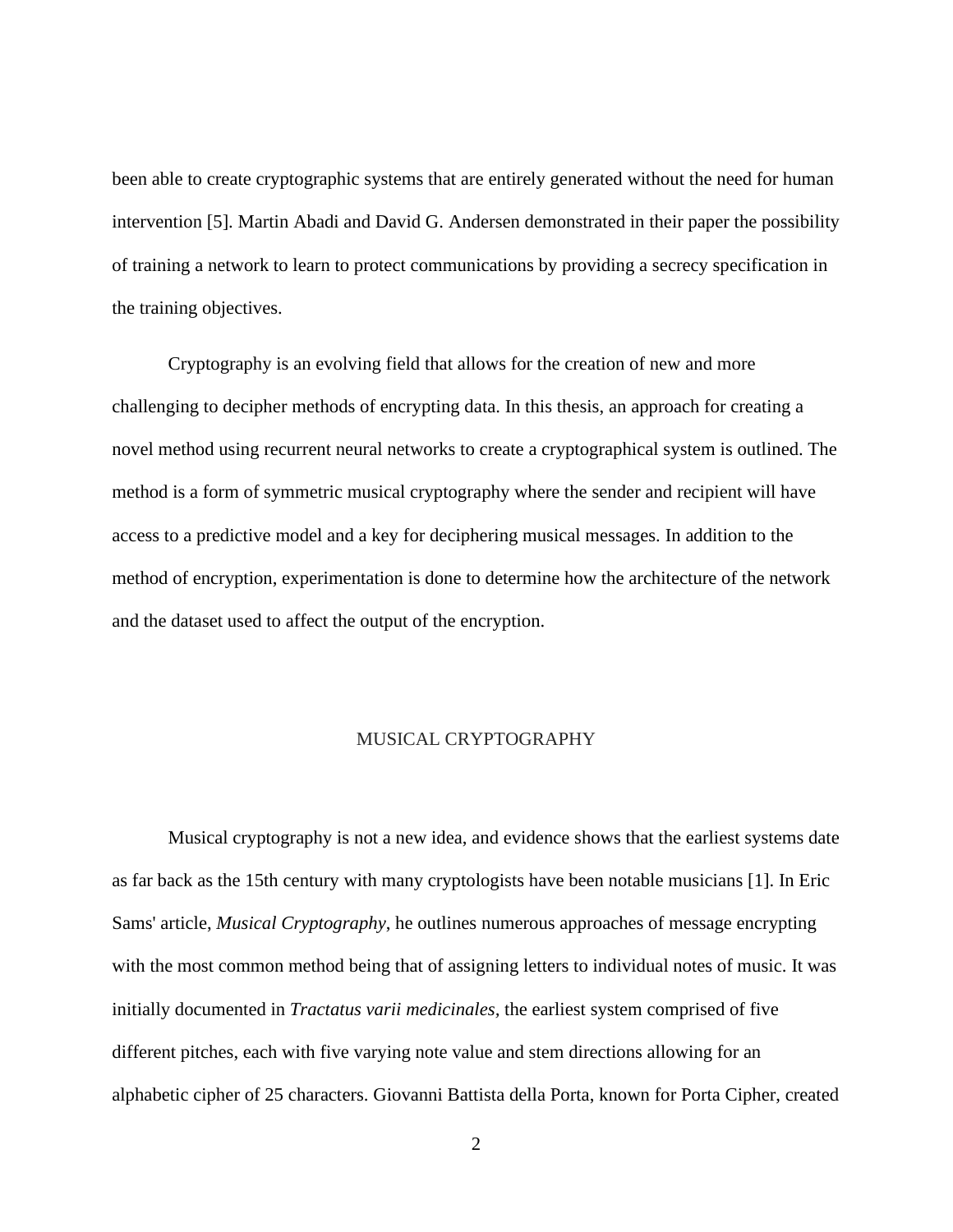been able to create cryptographic systems that are entirely generated without the need for human intervention [5]. Martin Abadi and David G. Andersen demonstrated in their paper the possibility of training a network to learn to protect communications by providing a secrecy specification in the training objectives.

Cryptography is an evolving field that allows for the creation of new and more challenging to decipher methods of encrypting data. In this thesis, an approach for creating a novel method using recurrent neural networks to create a cryptographical system is outlined. The method is a form of symmetric musical cryptography where the sender and recipient will have access to a predictive model and a key for deciphering musical messages. In addition to the method of encryption, experimentation is done to determine how the architecture of the network and the dataset used to affect the output of the encryption.

## MUSICAL CRYPTOGRAPHY

Musical cryptography is not a new idea, and evidence shows that the earliest systems date as far back as the 15th century with many cryptologists have been notable musicians [1]. In Eric Sams' article, *Musical Cryptography*, he outlines numerous approaches of message encrypting with the most common method being that of assigning letters to individual notes of music. It was initially documented in *Tractatus varii medicinales*, the earliest system comprised of five different pitches, each with five varying note value and stem directions allowing for an alphabetic cipher of 25 characters. Giovanni Battista della Porta, known for Porta Cipher, created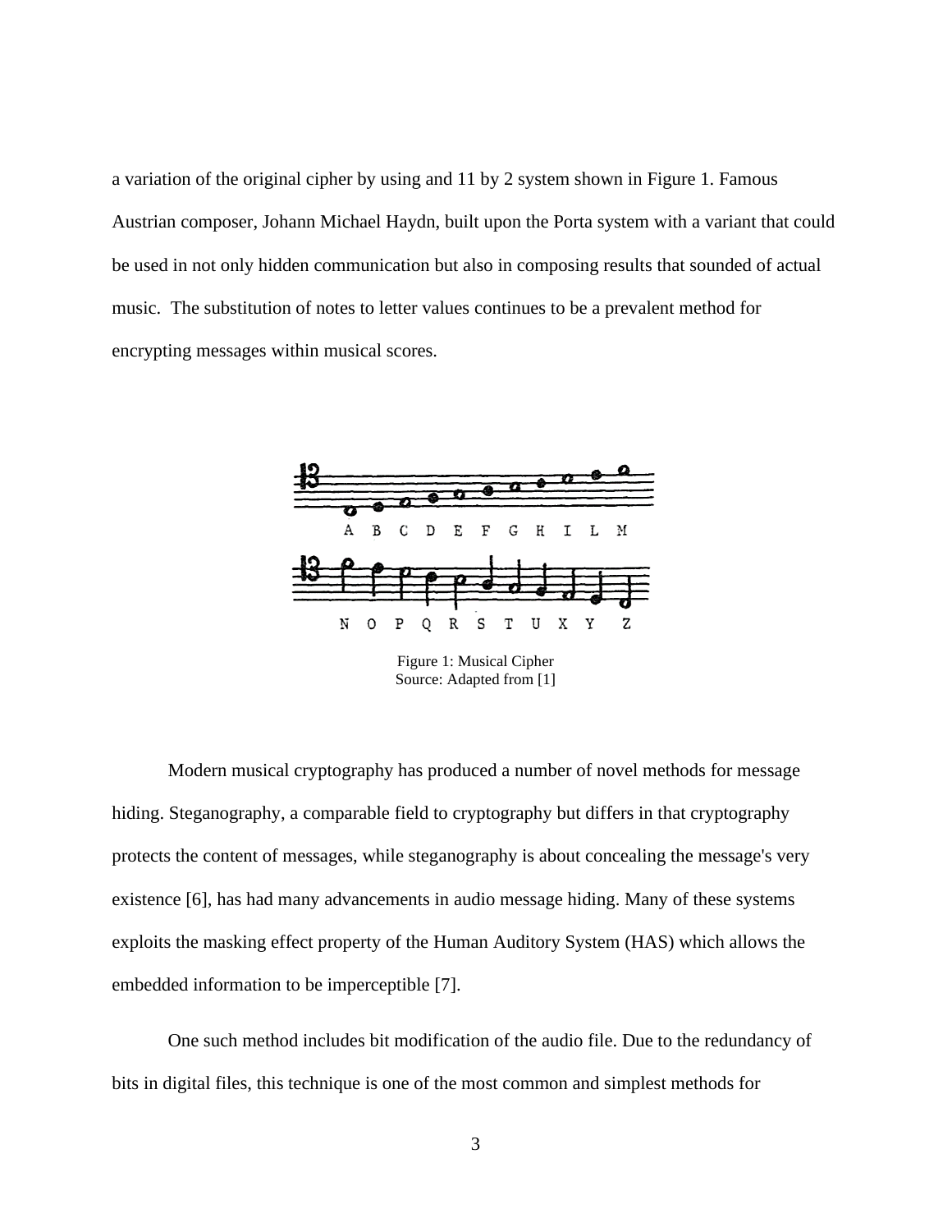a variation of the original cipher by using and 11 by 2 system shown in Figure 1. Famous Austrian composer, Johann Michael Haydn, built upon the Porta system with a variant that could be used in not only hidden communication but also in composing results that sounded of actual music. The substitution of notes to letter values continues to be a prevalent method for encrypting messages within musical scores.

Figure 1: Musical Cipher
Source: Adapted from [1]

Modern musical cryptography has produced a number of novel methods for message hiding. Steganography, a comparable field to cryptography but differs in that cryptography protects the content of messages, while steganography is about concealing the message's very existence [6], has had many advancements in audio message hiding. Many of these systems exploits the masking effect property of the Human Auditory System (HAS) which allows the embedded information to be imperceptible [7].

One such method includes bit modification of the audio file. Due to the redundancy of bits in digital files, this technique is one of the most common and simplest methods for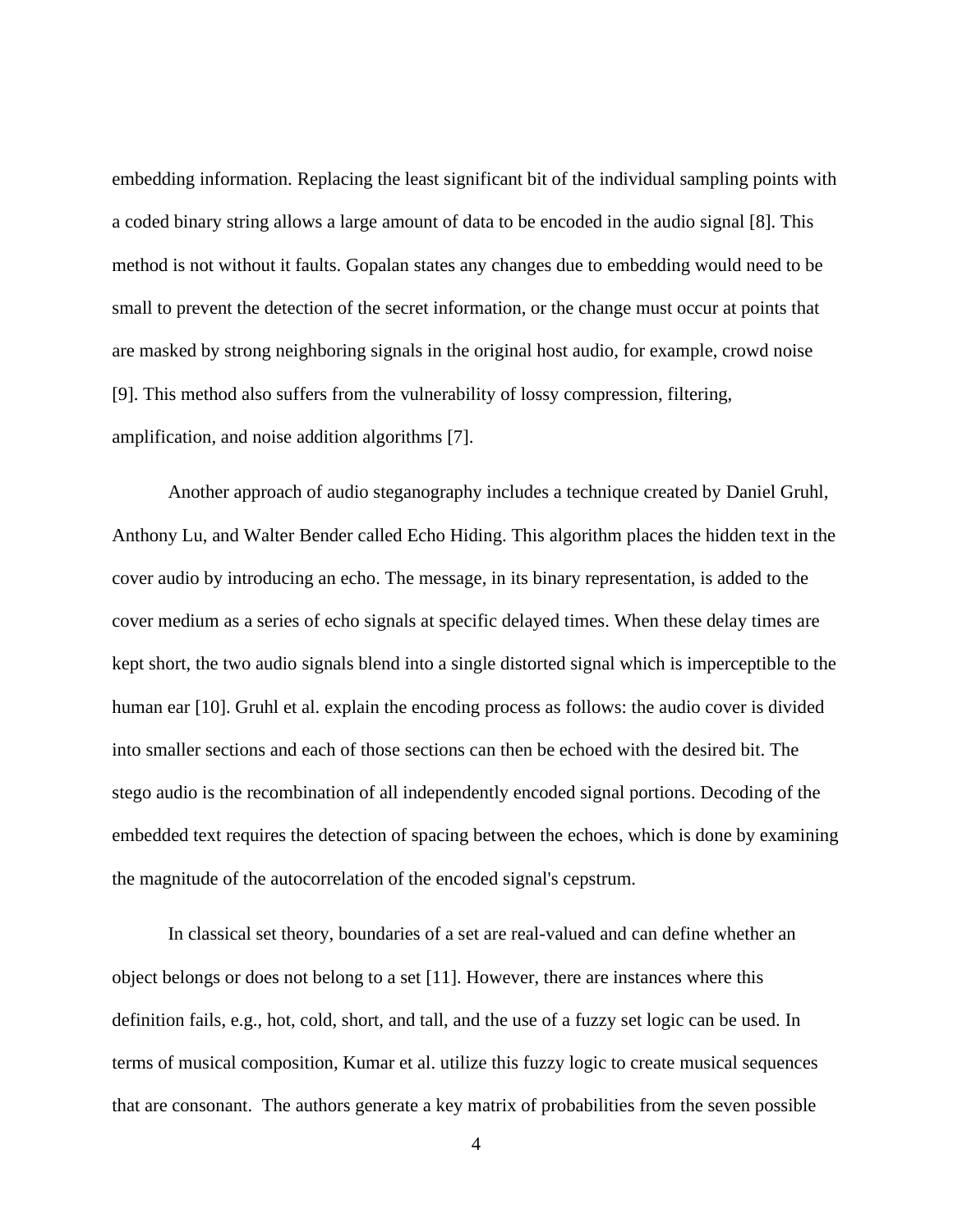embedding information. Replacing the least significant bit of the individual sampling points with a coded binary string allows a large amount of data to be encoded in the audio signal [8]. This method is not without it faults. Gopalan states any changes due to embedding would need to be small to prevent the detection of the secret information, or the change must occur at points that are masked by strong neighboring signals in the original host audio, for example, crowd noise [9]. This method also suffers from the vulnerability of lossy compression, filtering, amplification, and noise addition algorithms [7].

Another approach of audio steganography includes a technique created by Daniel Gruhl, Anthony Lu, and Walter Bender called Echo Hiding. This algorithm places the hidden text in the cover audio by introducing an echo. The message, in its binary representation, is added to the cover medium as a series of echo signals at specific delayed times. When these delay times are kept short, the two audio signals blend into a single distorted signal which is imperceptible to the human ear [10]. Gruhl et al. explain the encoding process as follows: the audio cover is divided into smaller sections and each of those sections can then be echoed with the desired bit. The stego audio is the recombination of all independently encoded signal portions. Decoding of the embedded text requires the detection of spacing between the echoes, which is done by examining the magnitude of the autocorrelation of the encoded signal's cepstrum.

In classical set theory, boundaries of a set are real-valued and can define whether an object belongs or does not belong to a set [11]. However, there are instances where this definition fails, e.g., hot, cold, short, and tall, and the use of a fuzzy set logic can be used. In terms of musical composition, Kumar et al. utilize this fuzzy logic to create musical sequences that are consonant. The authors generate a key matrix of probabilities from the seven possible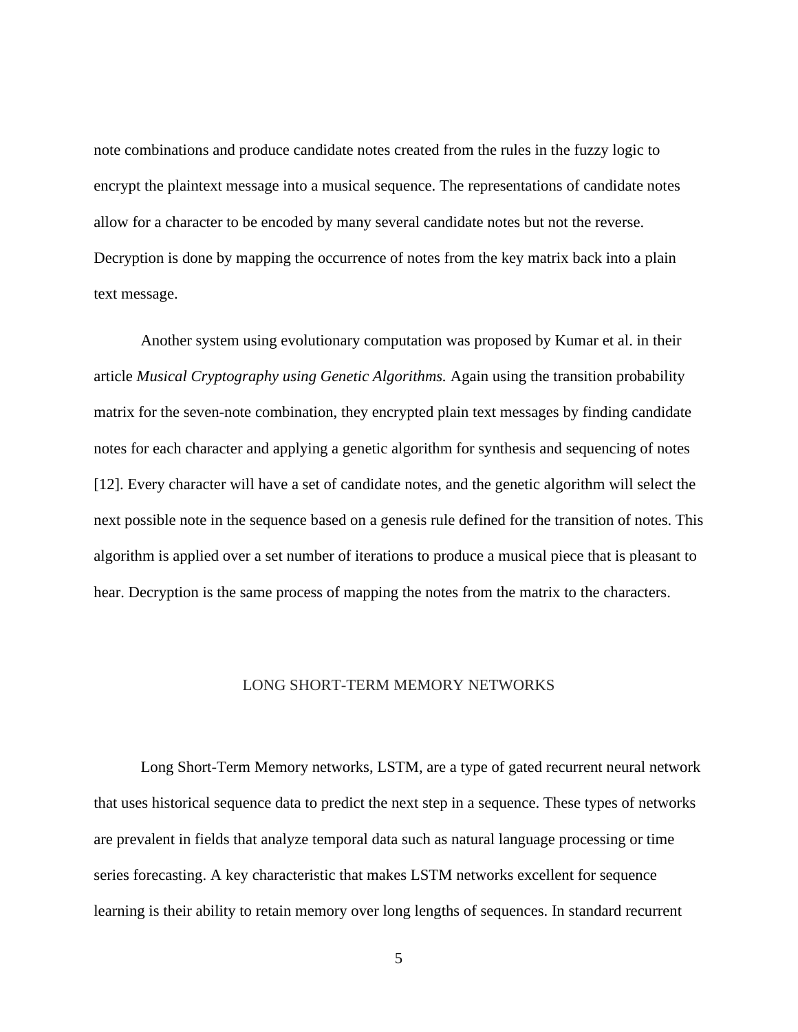note combinations and produce candidate notes created from the rules in the fuzzy logic to encrypt the plaintext message into a musical sequence. The representations of candidate notes allow for a character to be encoded by many several candidate notes but not the reverse. Decryption is done by mapping the occurrence of notes from the key matrix back into a plain text message.

Another system using evolutionary computation was proposed by Kumar et al. in their article *Musical Cryptography using Genetic Algorithms.* Again using the transition probability matrix for the seven-note combination, they encrypted plain text messages by finding candidate notes for each character and applying a genetic algorithm for synthesis and sequencing of notes [12]. Every character will have a set of candidate notes, and the genetic algorithm will select the next possible note in the sequence based on a genesis rule defined for the transition of notes. This algorithm is applied over a set number of iterations to produce a musical piece that is pleasant to hear. Decryption is the same process of mapping the notes from the matrix to the characters.

## LONG SHORT-TERM MEMORY NETWORKS

Long Short-Term Memory networks, LSTM, are a type of gated recurrent neural network that uses historical sequence data to predict the next step in a sequence. These types of networks are prevalent in fields that analyze temporal data such as natural language processing or time series forecasting. A key characteristic that makes LSTM networks excellent for sequence learning is their ability to retain memory over long lengths of sequences. In standard recurrent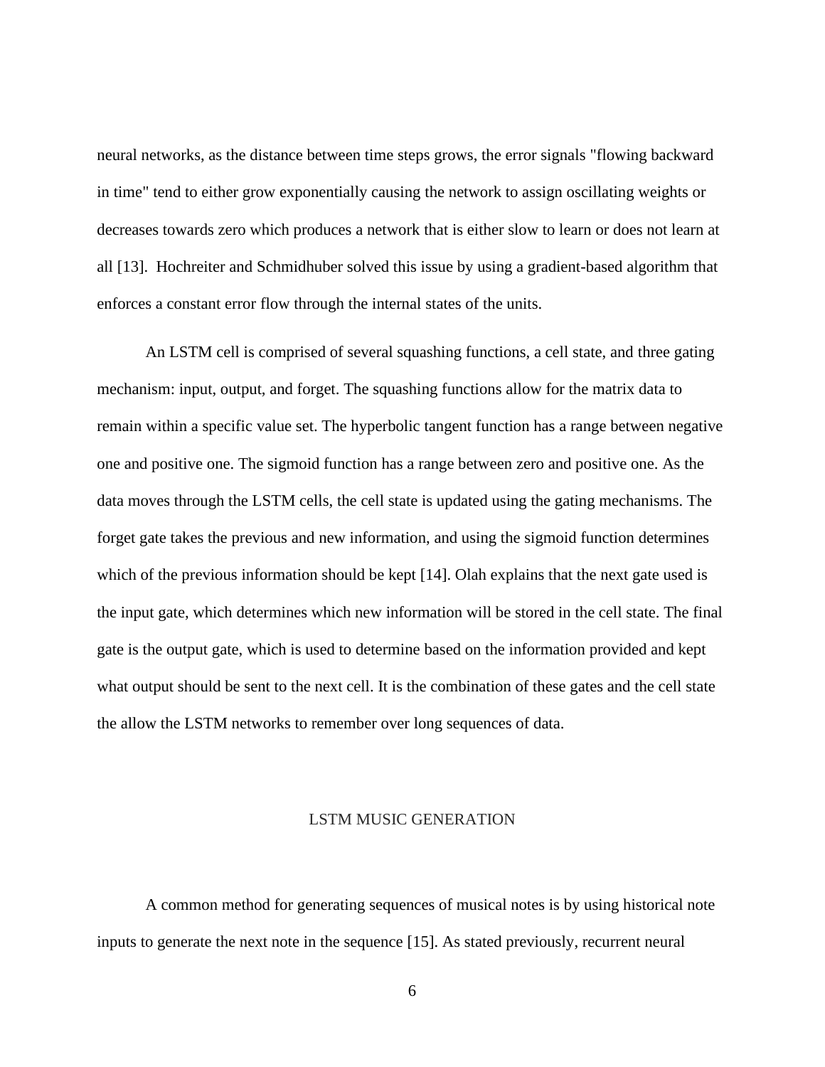neural networks, as the distance between time steps grows, the error signals "flowing backward in time" tend to either grow exponentially causing the network to assign oscillating weights or decreases towards zero which produces a network that is either slow to learn or does not learn at all [13]. Hochreiter and Schmidhuber solved this issue by using a gradient-based algorithm that enforces a constant error flow through the internal states of the units.

An LSTM cell is comprised of several squashing functions, a cell state, and three gating mechanism: input, output, and forget. The squashing functions allow for the matrix data to remain within a specific value set. The hyperbolic tangent function has a range between negative one and positive one. The sigmoid function has a range between zero and positive one. As the data moves through the LSTM cells, the cell state is updated using the gating mechanisms. The forget gate takes the previous and new information, and using the sigmoid function determines which of the previous information should be kept [14]. Olah explains that the next gate used is the input gate, which determines which new information will be stored in the cell state. The final gate is the output gate, which is used to determine based on the information provided and kept what output should be sent to the next cell. It is the combination of these gates and the cell state the allow the LSTM networks to remember over long sequences of data.

## LSTM MUSIC GENERATION

A common method for generating sequences of musical notes is by using historical note inputs to generate the next note in the sequence [15]. As stated previously, recurrent neural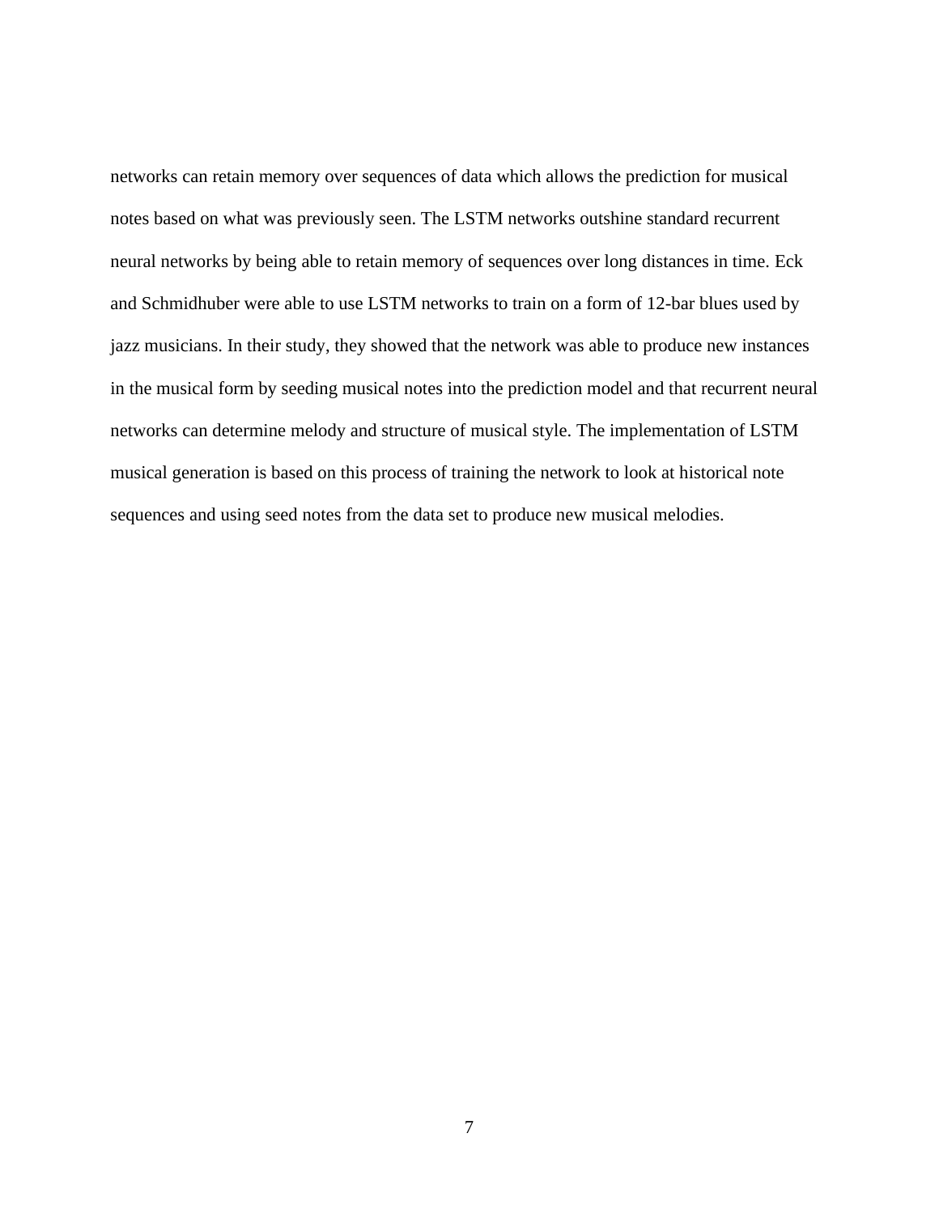networks can retain memory over sequences of data which allows the prediction for musical notes based on what was previously seen. The LSTM networks outshine standard recurrent neural networks by being able to retain memory of sequences over long distances in time. Eck and Schmidhuber were able to use LSTM networks to train on a form of 12-bar blues used by jazz musicians. In their study, they showed that the network was able to produce new instances in the musical form by seeding musical notes into the prediction model and that recurrent neural networks can determine melody and structure of musical style. The implementation of LSTM musical generation is based on this process of training the network to look at historical note sequences and using seed notes from the data set to produce new musical melodies.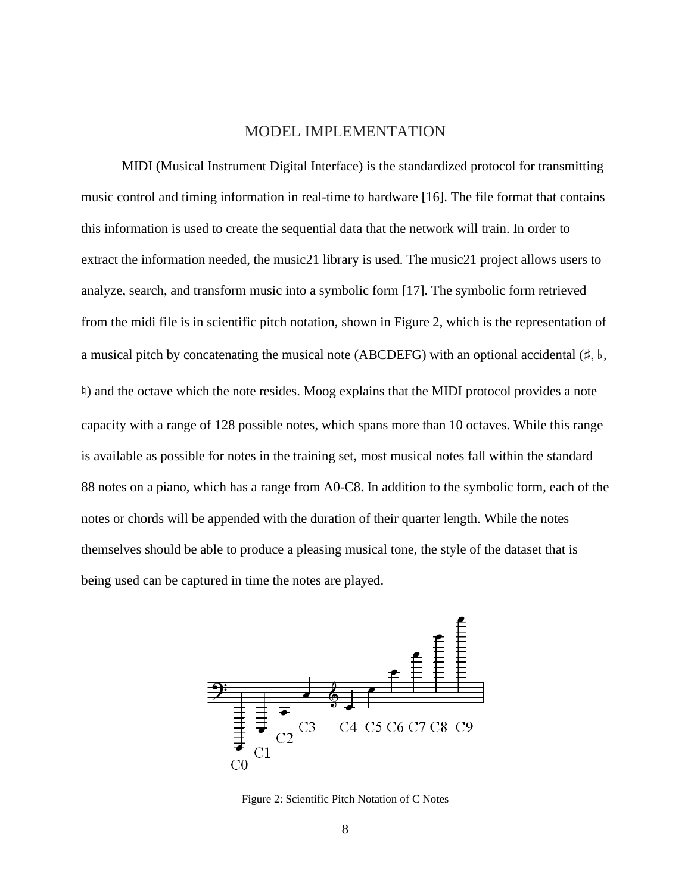# MODEL IMPLEMENTATION

MIDI (Musical Instrument Digital Interface) is the standardized protocol for transmitting music control and timing information in real-time to hardware [16]. The file format that contains this information is used to create the sequential data that the network will train. In order to extract the information needed, the music21 library is used. The music21 project allows users to analyze, search, and transform music into a symbolic form [17]. The symbolic form retrieved from the midi file is in scientific pitch notation, shown in Figure 2, which is the representation of a musical pitch by concatenating the musical note (ABCDEFG) with an optional accidental (♯, ♭, ♮) and the octave which the note resides. Moog explains that the MIDI protocol provides a note capacity with a range of 128 possible notes, which spans more than 10 octaves. While this range is available as possible for notes in the training set, most musical notes fall within the standard 88 notes on a piano, which has a range from A0-C8. In addition to the symbolic form, each of the notes or chords will be appended with the duration of their quarter length. While the notes themselves should be able to produce a pleasing musical tone, the style of the dataset that is being used can be captured in time the notes are played.

Figure 2: Scientific Pitch Notation of C Notes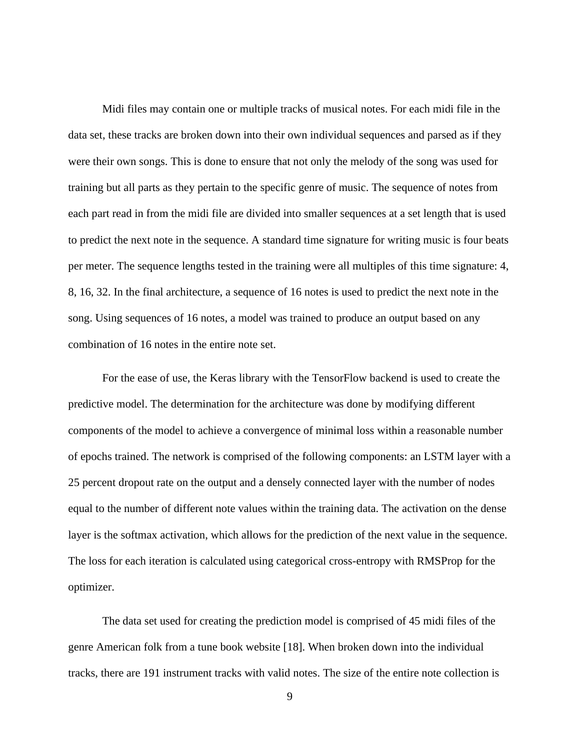Midi files may contain one or multiple tracks of musical notes. For each midi file in the data set, these tracks are broken down into their own individual sequences and parsed as if they were their own songs. This is done to ensure that not only the melody of the song was used for training but all parts as they pertain to the specific genre of music. The sequence of notes from each part read in from the midi file are divided into smaller sequences at a set length that is used to predict the next note in the sequence. A standard time signature for writing music is four beats per meter. The sequence lengths tested in the training were all multiples of this time signature: 4, 8, 16, 32. In the final architecture, a sequence of 16 notes is used to predict the next note in the song. Using sequences of 16 notes, a model was trained to produce an output based on any combination of 16 notes in the entire note set.

For the ease of use, the Keras library with the TensorFlow backend is used to create the predictive model. The determination for the architecture was done by modifying different components of the model to achieve a convergence of minimal loss within a reasonable number of epochs trained. The network is comprised of the following components: an LSTM layer with a 25 percent dropout rate on the output and a densely connected layer with the number of nodes equal to the number of different note values within the training data. The activation on the dense layer is the softmax activation, which allows for the prediction of the next value in the sequence. The loss for each iteration is calculated using categorical cross-entropy with RMSProp for the optimizer.

The data set used for creating the prediction model is comprised of 45 midi files of the genre American folk from a tune book website [18]. When broken down into the individual tracks, there are 191 instrument tracks with valid notes. The size of the entire note collection is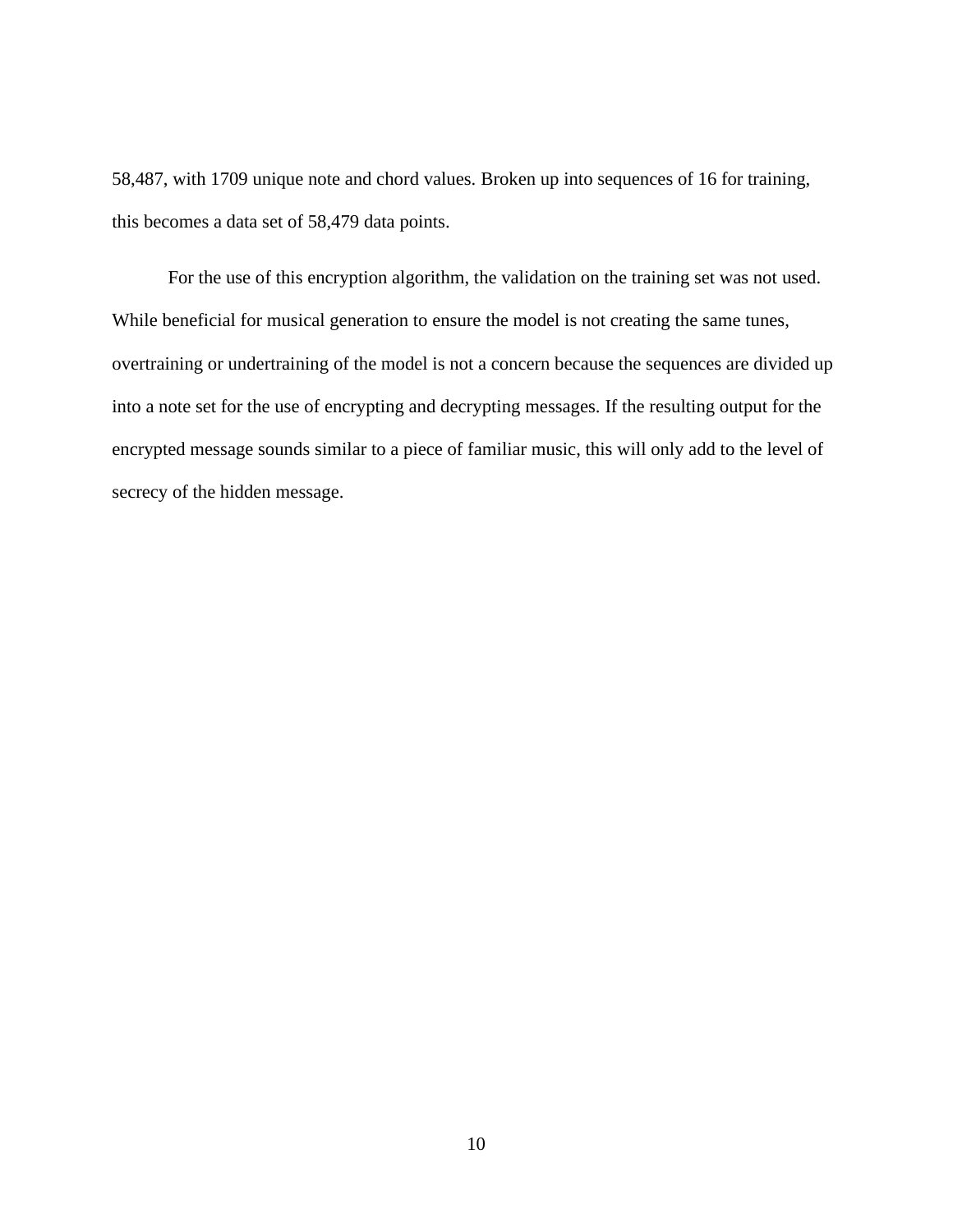58,487, with 1709 unique note and chord values. Broken up into sequences of 16 for training, this becomes a data set of 58,479 data points.

For the use of this encryption algorithm, the validation on the training set was not used. While beneficial for musical generation to ensure the model is not creating the same tunes, overtraining or undertraining of the model is not a concern because the sequences are divided up into a note set for the use of encrypting and decrypting messages. If the resulting output for the encrypted message sounds similar to a piece of familiar music, this will only add to the level of secrecy of the hidden message.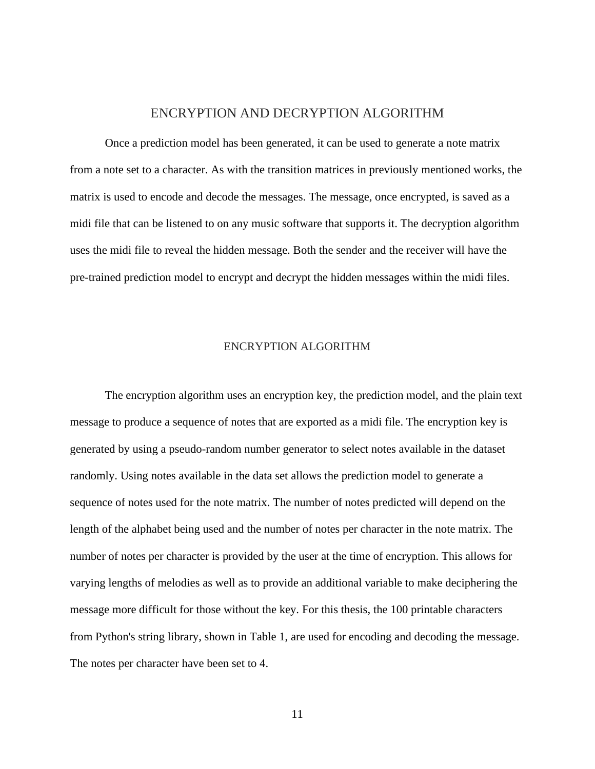# ENCRYPTION AND DECRYPTION ALGORITHM

Once a prediction model has been generated, it can be used to generate a note matrix from a note set to a character. As with the transition matrices in previously mentioned works, the matrix is used to encode and decode the messages. The message, once encrypted, is saved as a midi file that can be listened to on any music software that supports it. The decryption algorithm uses the midi file to reveal the hidden message. Both the sender and the receiver will have the pre-trained prediction model to encrypt and decrypt the hidden messages within the midi files.

## ENCRYPTION ALGORITHM

The encryption algorithm uses an encryption key, the prediction model, and the plain text message to produce a sequence of notes that are exported as a midi file. The encryption key is generated by using a pseudo-random number generator to select notes available in the dataset randomly. Using notes available in the data set allows the prediction model to generate a sequence of notes used for the note matrix. The number of notes predicted will depend on the length of the alphabet being used and the number of notes per character in the note matrix. The number of notes per character is provided by the user at the time of encryption. This allows for varying lengths of melodies as well as to provide an additional variable to make deciphering the message more difficult for those without the key. For this thesis, the 100 printable characters from Python's string library, shown in Table 1, are used for encoding and decoding the message. The notes per character have been set to 4.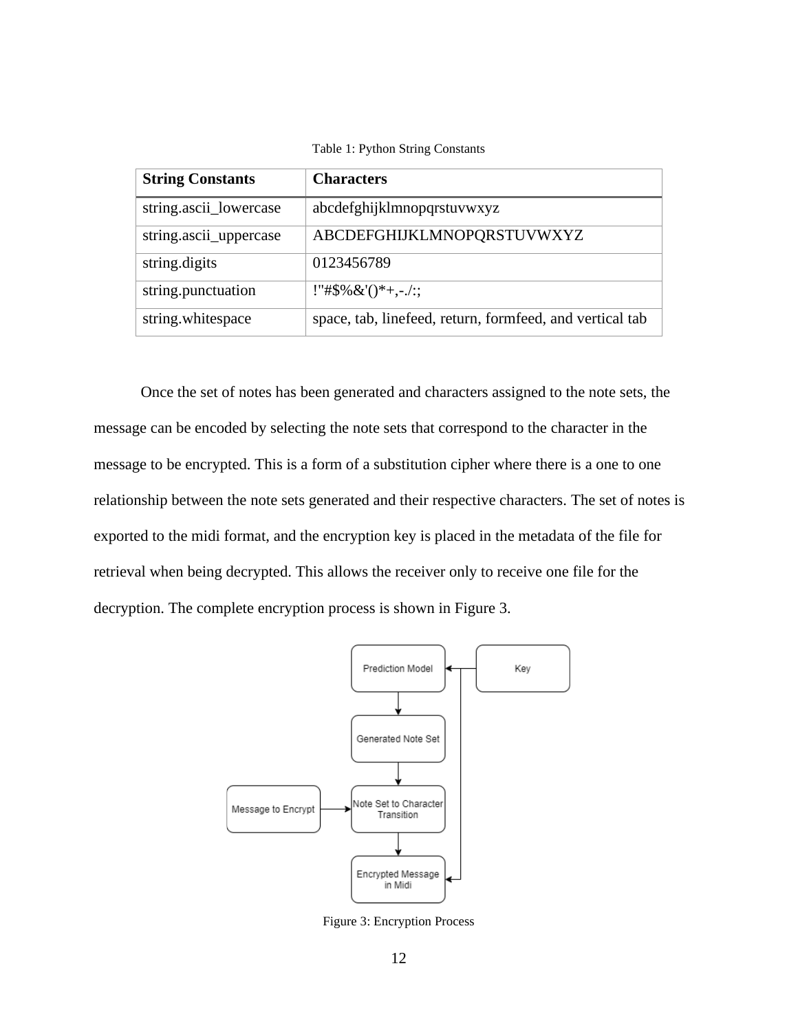Table 1: Python String Constants

| String Constants | Characters |
| --- | --- |
| string.ascii_lowercase | abcdefghijklmnopqrstuvwxyz |
| string.ascii_uppercase | ABCDEFGHIJKLMNOPQRSTUVWXYZ |
| string.digits | 0123456789 |
| string.punctuation | !"#$%&'()*+,-./:; |
| string.whitespace | space, tab, linefeed, return, formfeed, and vertical tab |

Once the set of notes has been generated and characters assigned to the note sets, the message can be encoded by selecting the note sets that correspond to the character in the message to be encrypted. This is a form of a substitution cipher where there is a one to one relationship between the note sets generated and their respective characters. The set of notes is exported to the midi format, and the encryption key is placed in the metadata of the file for retrieval when being decrypted. This allows the receiver only to receive one file for the decryption. The complete encryption process is shown in Figure 3.

Figure 3: Encryption Process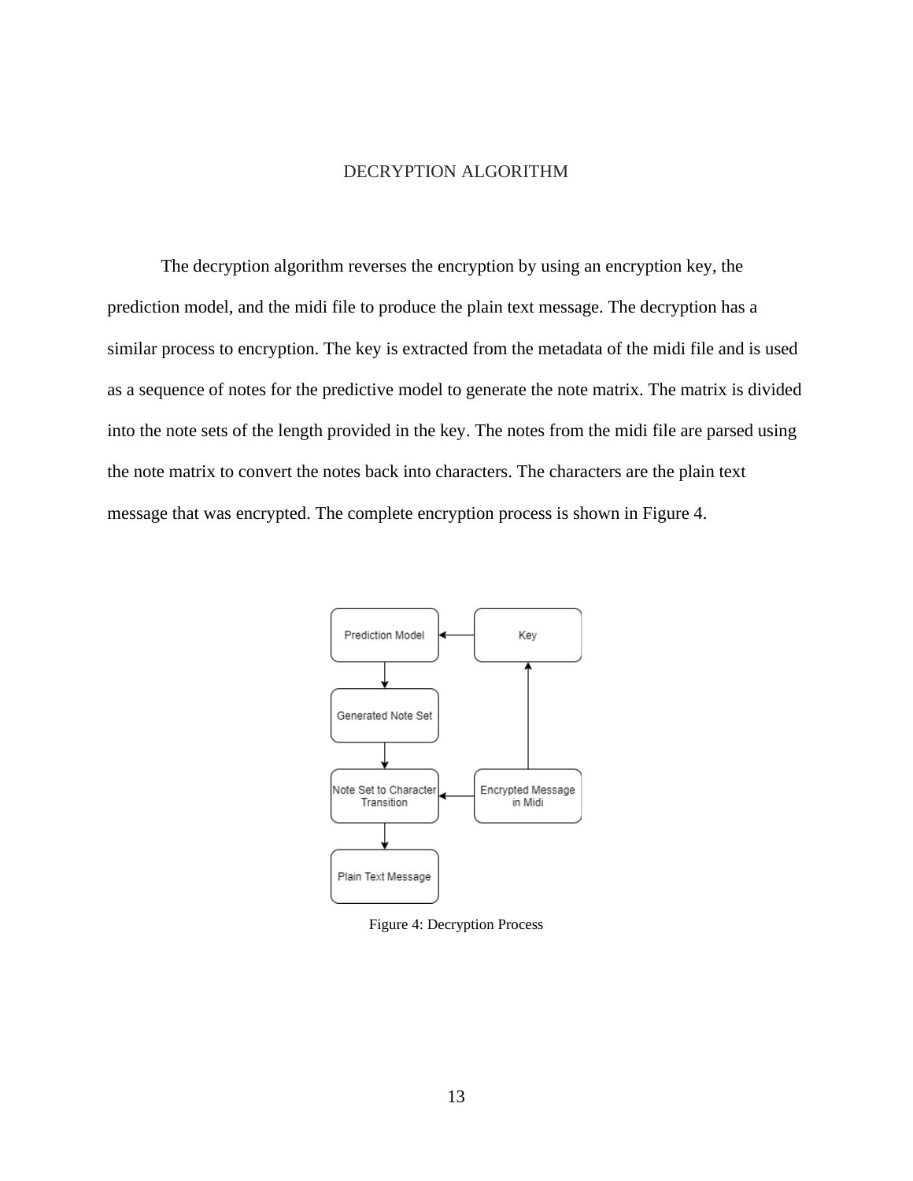# DECRYPTION ALGORITHM

The decryption algorithm reverses the encryption by using an encryption key, the prediction model, and the midi file to produce the plain text message. The decryption has a similar process to encryption. The key is extracted from the metadata of the midi file and is used as a sequence of notes for the predictive model to generate the note matrix. The matrix is divided into the note sets of the length provided in the key. The notes from the midi file are parsed using the note matrix to convert the notes back into characters. The characters are the plain text message that was encrypted. The complete encryption process is shown in Figure 4.

Figure 4: Decryption Process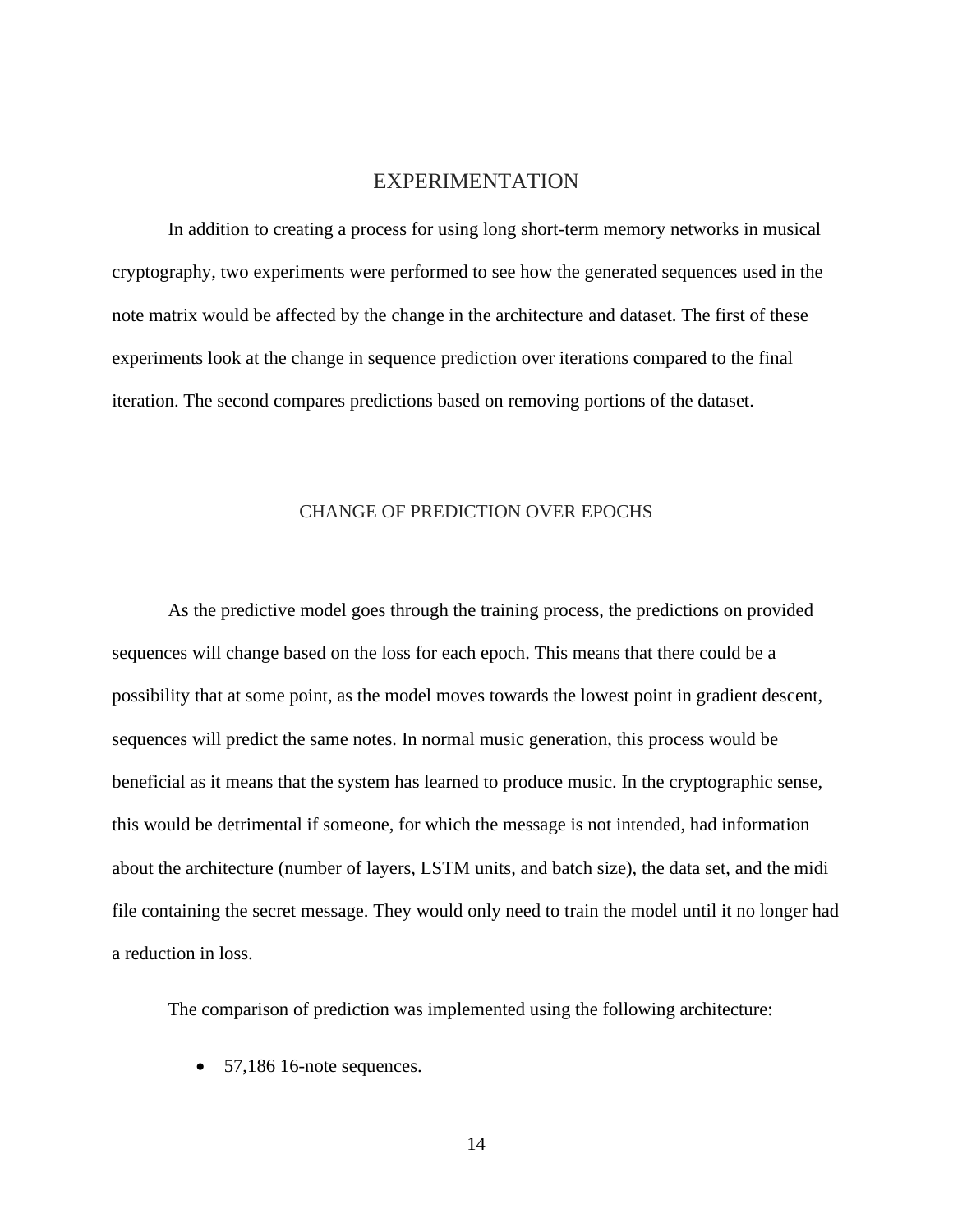# EXPERIMENTATION

In addition to creating a process for using long short-term memory networks in musical cryptography, two experiments were performed to see how the generated sequences used in the note matrix would be affected by the change in the architecture and dataset. The first of these experiments look at the change in sequence prediction over iterations compared to the final iteration. The second compares predictions based on removing portions of the dataset.

## CHANGE OF PREDICTION OVER EPOCHS

As the predictive model goes through the training process, the predictions on provided sequences will change based on the loss for each epoch. This means that there could be a possibility that at some point, as the model moves towards the lowest point in gradient descent, sequences will predict the same notes. In normal music generation, this process would be beneficial as it means that the system has learned to produce music. In the cryptographic sense, this would be detrimental if someone, for which the message is not intended, had information about the architecture (number of layers, LSTM units, and batch size), the data set, and the midi file containing the secret message. They would only need to train the model until it no longer had a reduction in loss.

The comparison of prediction was implemented using the following architecture:

- 57,186 16-note sequences.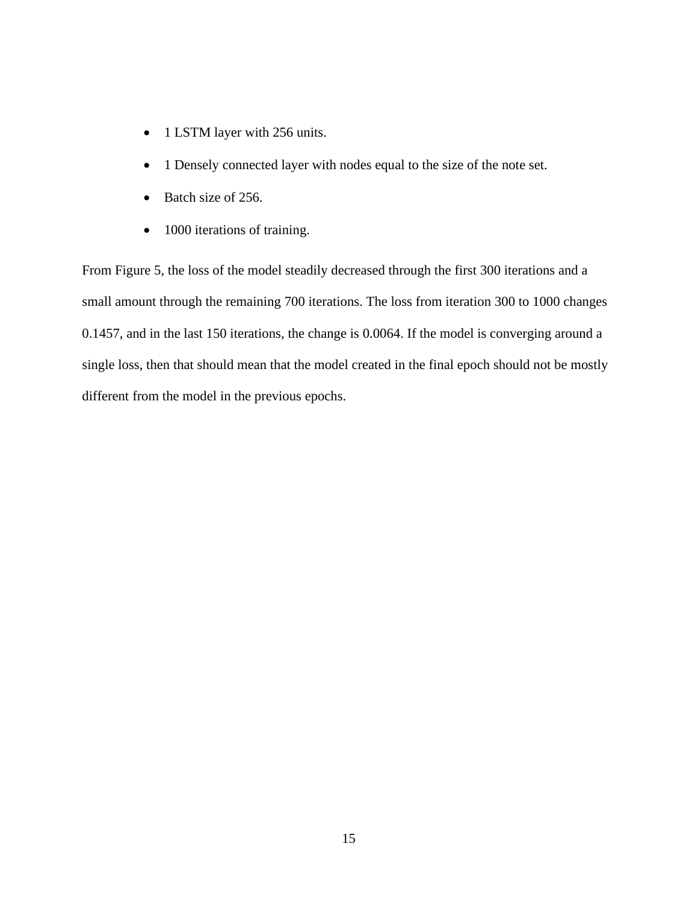- 1 LSTM layer with 256 units.
- 1 Densely connected layer with nodes equal to the size of the note set.
- Batch size of 256.
- 1000 iterations of training.

From Figure 5, the loss of the model steadily decreased through the first 300 iterations and a small amount through the remaining 700 iterations. The loss from iteration 300 to 1000 changes 0.1457, and in the last 150 iterations, the change is 0.0064. If the model is converging around a single loss, then that should mean that the model created in the final epoch should not be mostly different from the model in the previous epochs.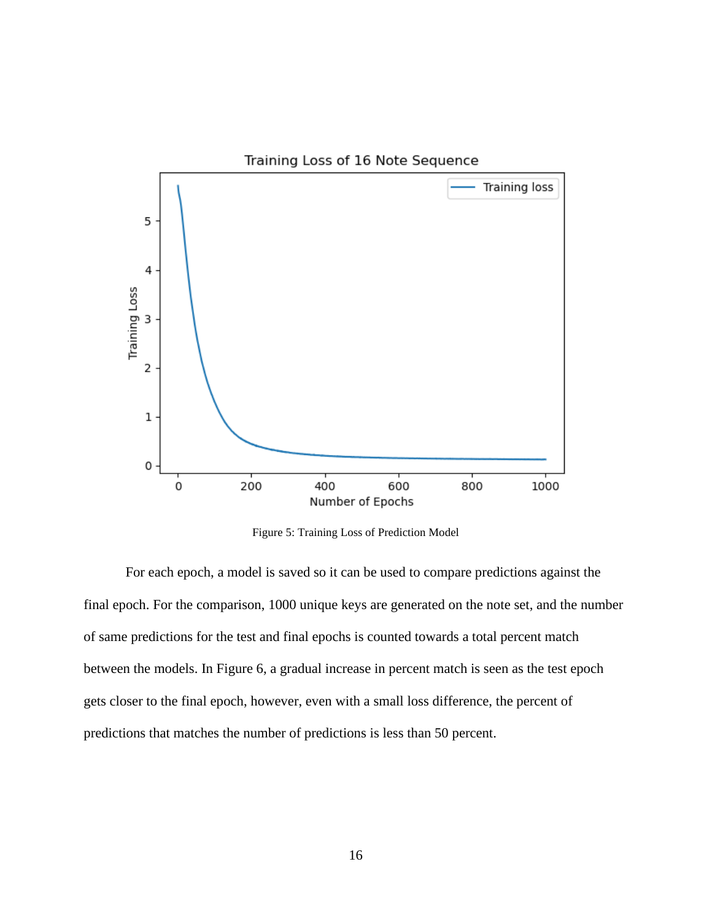Figure 5: Training Loss of Prediction Model

For each epoch, a model is saved so it can be used to compare predictions against the final epoch. For the comparison, 1000 unique keys are generated on the note set, and the number of same predictions for the test and final epochs is counted towards a total percent match between the models. In Figure 6, a gradual increase in percent match is seen as the test epoch gets closer to the final epoch, however, even with a small loss difference, the percent of predictions that matches the number of predictions is less than 50 percent.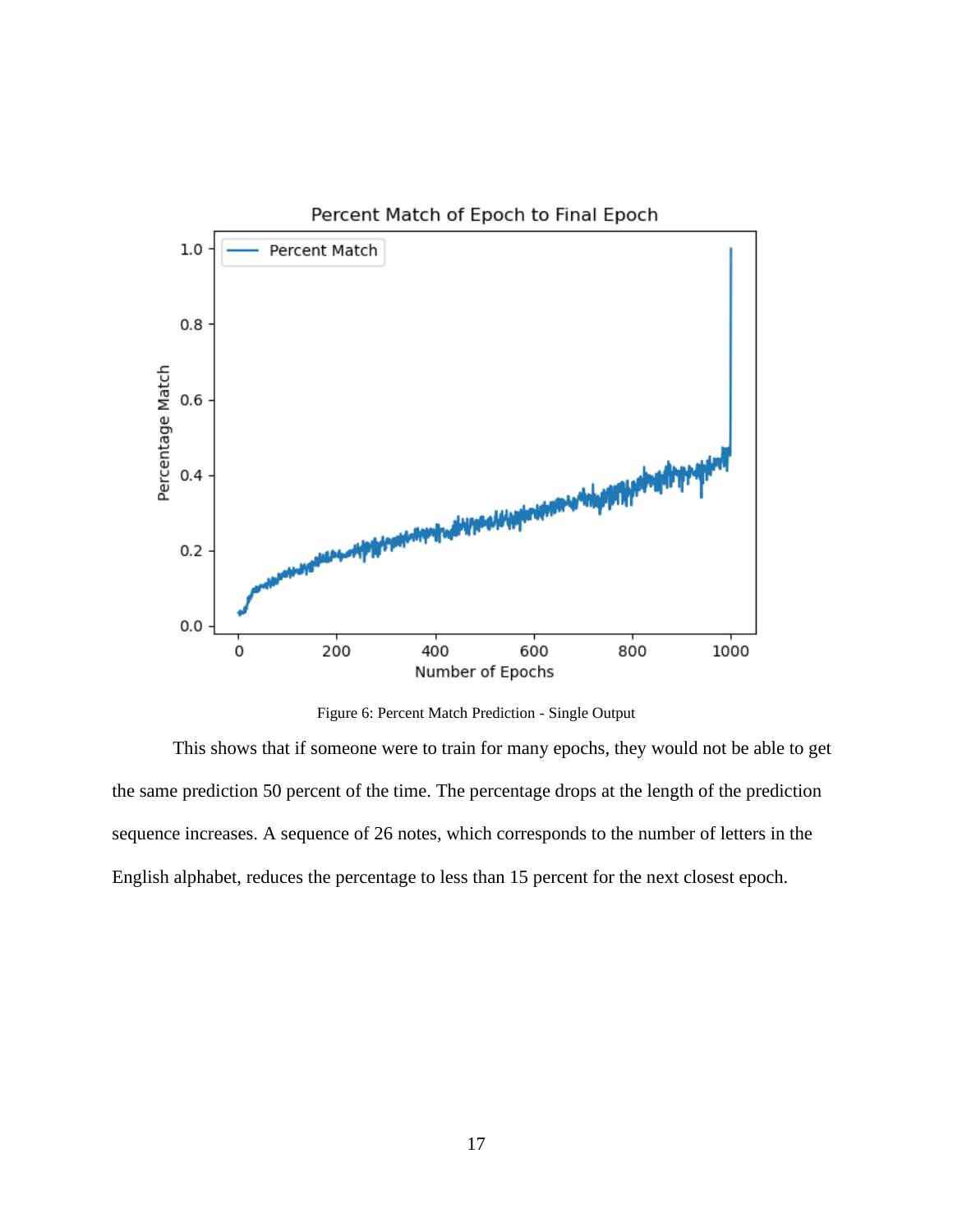Figure 6: Percent Match Prediction - Single Output

This shows that if someone were to train for many epochs, they would not be able to get the same prediction 50 percent of the time. The percentage drops at the length of the prediction sequence increases. A sequence of 26 notes, which corresponds to the number of letters in the English alphabet, reduces the percentage to less than 15 percent for the next closest epoch.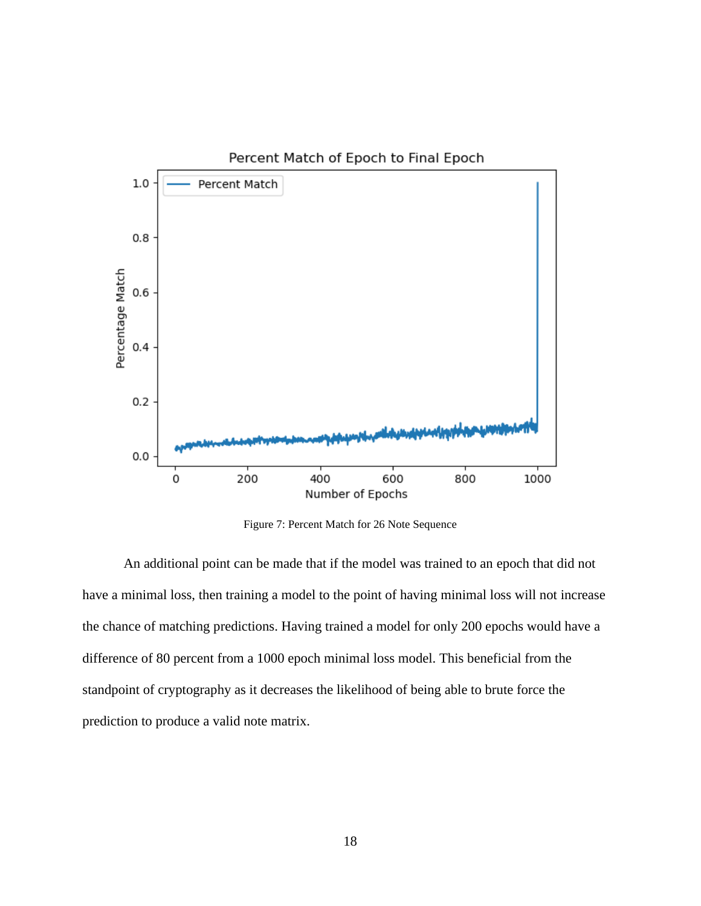Figure 7: Percent Match for 26 Note Sequence

An additional point can be made that if the model was trained to an epoch that did not have a minimal loss, then training a model to the point of having minimal loss will not increase the chance of matching predictions. Having trained a model for only 200 epochs would have a difference of 80 percent from a 1000 epoch minimal loss model. This beneficial from the standpoint of cryptography as it decreases the likelihood of being able to brute force the prediction to produce a valid note matrix.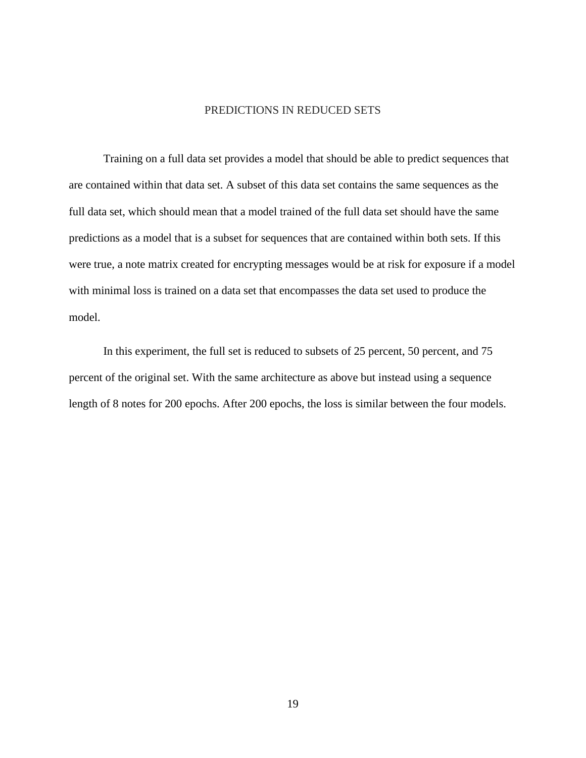# PREDICTIONS IN REDUCED SETS

Training on a full data set provides a model that should be able to predict sequences that are contained within that data set. A subset of this data set contains the same sequences as the full data set, which should mean that a model trained of the full data set should have the same predictions as a model that is a subset for sequences that are contained within both sets. If this were true, a note matrix created for encrypting messages would be at risk for exposure if a model with minimal loss is trained on a data set that encompasses the data set used to produce the model.

In this experiment, the full set is reduced to subsets of 25 percent, 50 percent, and 75 percent of the original set. With the same architecture as above but instead using a sequence length of 8 notes for 200 epochs. After 200 epochs, the loss is similar between the four models.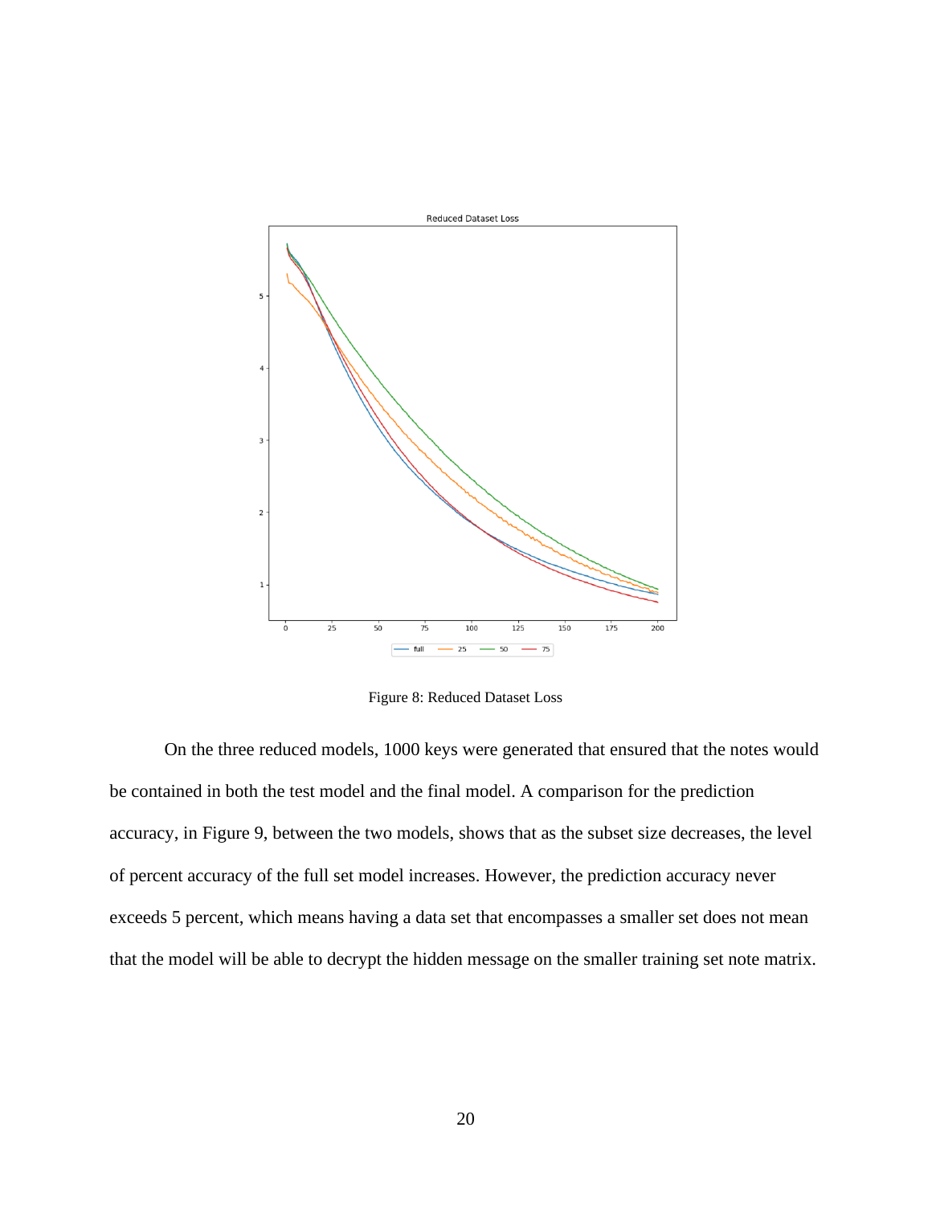Figure 8: Reduced Dataset Loss

On the three reduced models, 1000 keys were generated that ensured that the notes would be contained in both the test model and the final model. A comparison for the prediction accuracy, in Figure 9, between the two models, shows that as the subset size decreases, the level of percent accuracy of the full set model increases. However, the prediction accuracy never exceeds 5 percent, which means having a data set that encompasses a smaller set does not mean that the model will be able to decrypt the hidden message on the smaller training set note matrix.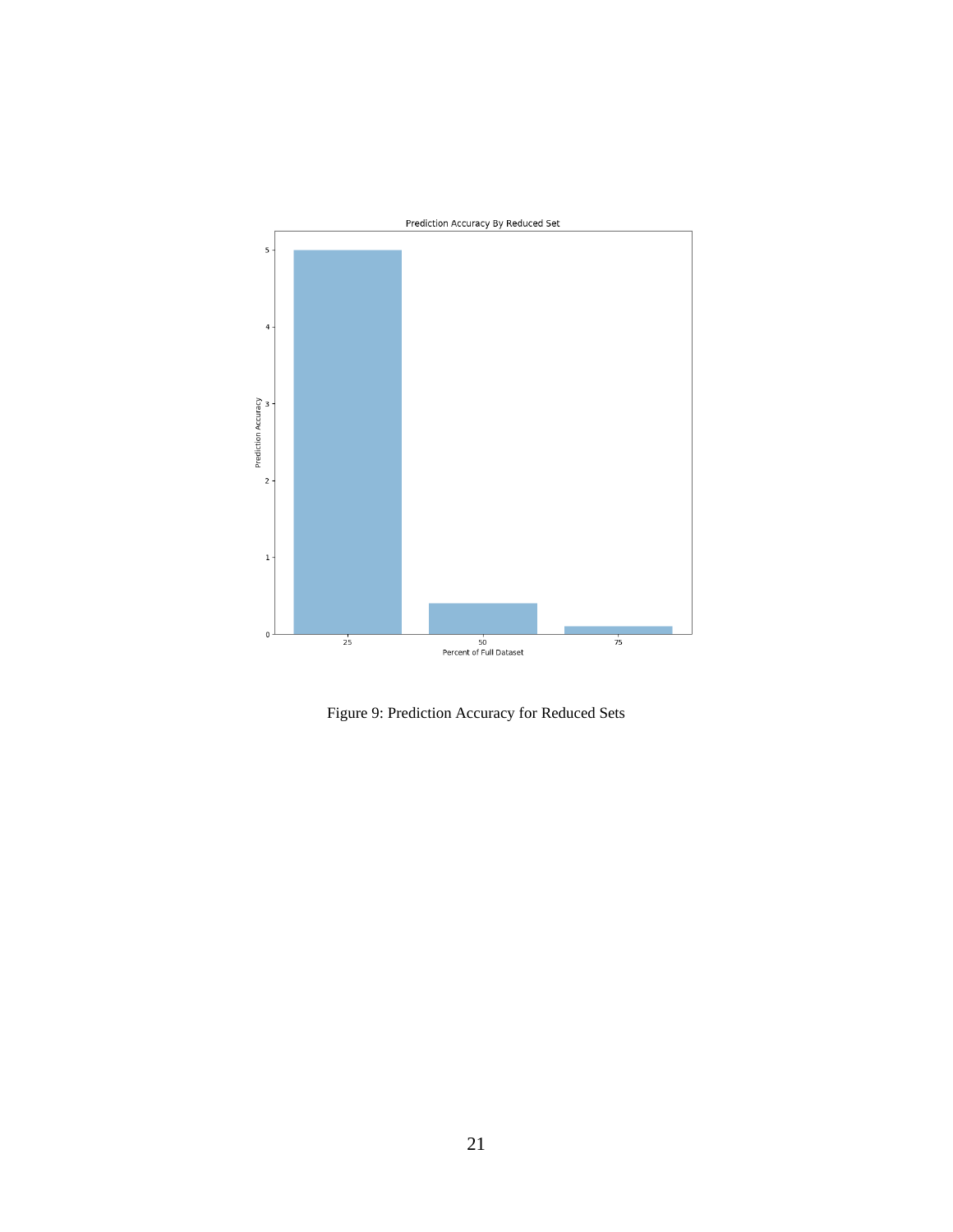Figure 9: Prediction Accuracy for Reduced Sets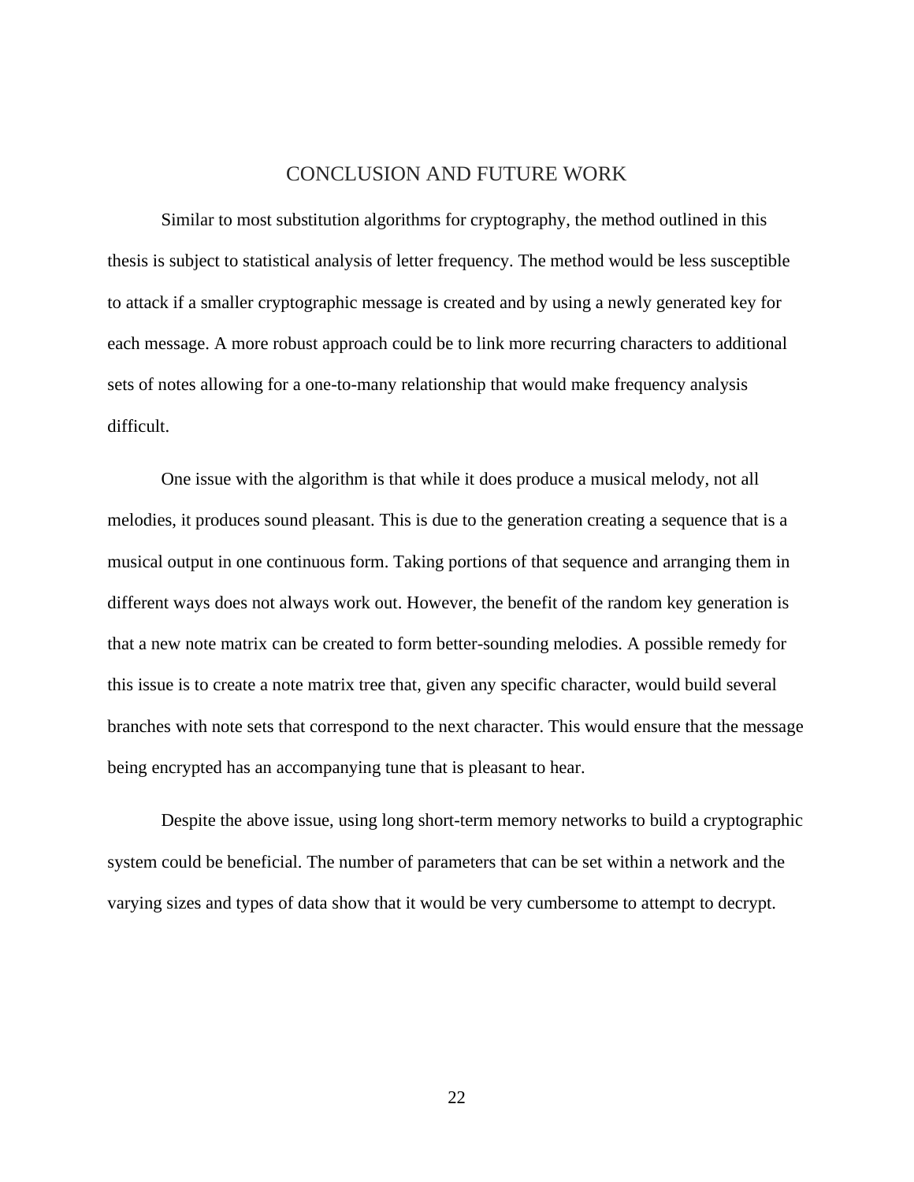# CONCLUSION AND FUTURE WORK

Similar to most substitution algorithms for cryptography, the method outlined in this thesis is subject to statistical analysis of letter frequency. The method would be less susceptible to attack if a smaller cryptographic message is created and by using a newly generated key for each message. A more robust approach could be to link more recurring characters to additional sets of notes allowing for a one-to-many relationship that would make frequency analysis difficult.

One issue with the algorithm is that while it does produce a musical melody, not all melodies, it produces sound pleasant. This is due to the generation creating a sequence that is a musical output in one continuous form. Taking portions of that sequence and arranging them in different ways does not always work out. However, the benefit of the random key generation is that a new note matrix can be created to form better-sounding melodies. A possible remedy for this issue is to create a note matrix tree that, given any specific character, would build several branches with note sets that correspond to the next character. This would ensure that the message being encrypted has an accompanying tune that is pleasant to hear.

Despite the above issue, using long short-term memory networks to build a cryptographic system could be beneficial. The number of parameters that can be set within a network and the varying sizes and types of data show that it would be very cumbersome to attempt to decrypt.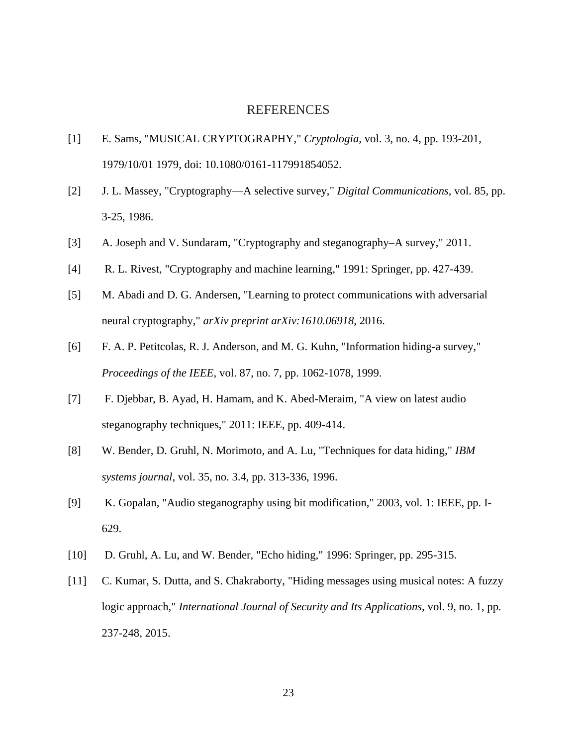# REFERENCES

[1] E. Sams, "MUSICAL CRYPTOGRAPHY," *Cryptologia,* vol. 3, no. 4, pp. 193-201, 1979/10/01 1979, doi: 10.1080/0161-117991854052.

[2] J. L. Massey, "Cryptography—A selective survey," *Digital Communications,* vol. 85, pp. 3-25, 1986.

[3] A. Joseph and V. Sundaram, "Cryptography and steganography–A survey," 2011.

[4] R. L. Rivest, "Cryptography and machine learning," 1991: Springer, pp. 427-439.

[5] M. Abadi and D. G. Andersen, "Learning to protect communications with adversarial neural cryptography," *arXiv preprint arXiv:1610.06918,* 2016.

[6] F. A. P. Petitcolas, R. J. Anderson, and M. G. Kuhn, "Information hiding-a survey," *Proceedings of the IEEE,* vol. 87, no. 7, pp. 1062-1078, 1999.

[7] F. Djebbar, B. Ayad, H. Hamam, and K. Abed-Meraim, "A view on latest audio steganography techniques," 2011: IEEE, pp. 409-414.

[8] W. Bender, D. Gruhl, N. Morimoto, and A. Lu, "Techniques for data hiding," *IBM systems journal,* vol. 35, no. 3.4, pp. 313-336, 1996.

[9] K. Gopalan, "Audio steganography using bit modification," 2003, vol. 1: IEEE, pp. I-629.

[10] D. Gruhl, A. Lu, and W. Bender, "Echo hiding," 1996: Springer, pp. 295-315.

[11] C. Kumar, S. Dutta, and S. Chakraborty, "Hiding messages using musical notes: A fuzzy logic approach," *International Journal of Security and Its Applications,* vol. 9, no. 1, pp. 237-248, 2015.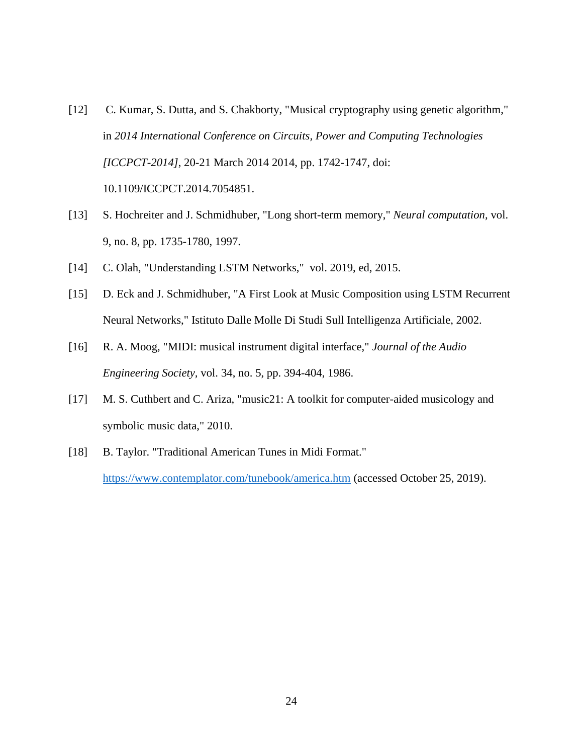[12] C. Kumar, S. Dutta, and S. Chakborty, "Musical cryptography using genetic algorithm," in *2014 International Conference on Circuits, Power and Computing Technologies [ICCPCT-2014]*, 20-21 March 2014 2014, pp. 1742-1747, doi: 10.1109/ICCPCT.2014.7054851.

[13] S. Hochreiter and J. Schmidhuber, "Long short-term memory," *Neural computation*, vol. 9, no. 8, pp. 1735-1780, 1997.

[14] C. Olah, "Understanding LSTM Networks," vol. 2019, ed, 2015.

[15] D. Eck and J. Schmidhuber, "A First Look at Music Composition using LSTM Recurrent Neural Networks," Istituto Dalle Molle Di Studi Sull Intelligenza Artificiale, 2002.

[16] R. A. Moog, "MIDI: musical instrument digital interface," *Journal of the Audio Engineering Society*, vol. 34, no. 5, pp. 394-404, 1986.

[17] M. S. Cuthbert and C. Ariza, "music21: A toolkit for computer-aided musicology and symbolic music data," 2010.

[18] B. Taylor. "Traditional American Tunes in Midi Format." https://www.contemplator.com/tunebook/america.htm (accessed October 25, 2019).